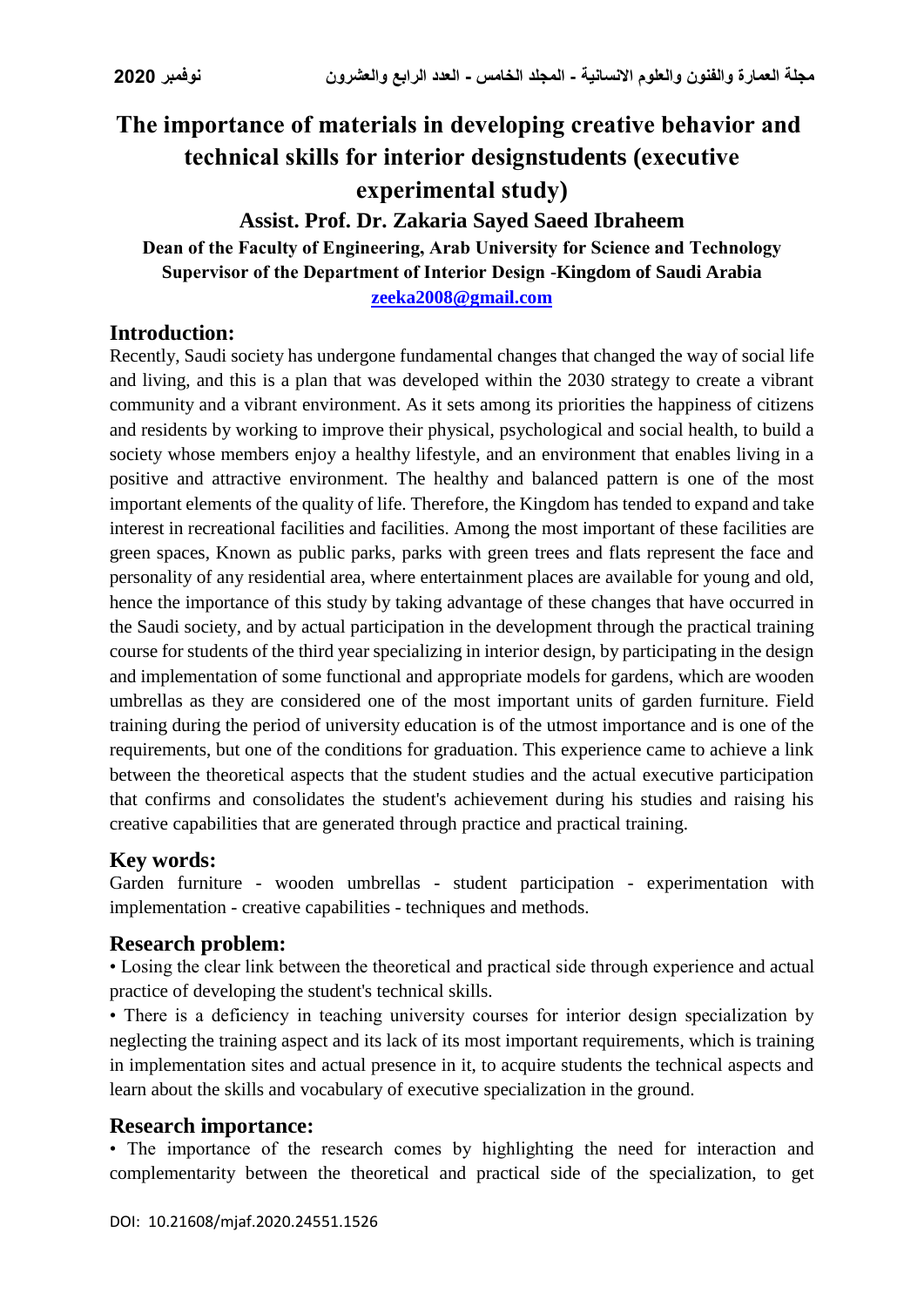# The importance of materials in developing creative behavior and technical skills for interior designstudents (executive experimental study)

## Assist. Prof. Dr. Zakaria Sayed Saeed Ibraheem

**Dean of the Faculty of Engineering, Arab University for Science and Technology**
**Supervisor of the Department of Interior Design -Kingdom of Saudi Arabia**
**zeeka2008@gmail.com**

## Introduction:

Recently, Saudi society has undergone fundamental changes that changed the way of social life and living, and this is a plan that was developed within the 2030 strategy to create a vibrant community and a vibrant environment. As it sets among its priorities the happiness of citizens and residents by working to improve their physical, psychological and social health, to build a society whose members enjoy a healthy lifestyle, and an environment that enables living in a positive and attractive environment. The healthy and balanced pattern is one of the most important elements of the quality of life. Therefore, the Kingdom has tended to expand and take interest in recreational facilities and facilities. Among the most important of these facilities are green spaces, Known as public parks, parks with green trees and flats represent the face and personality of any residential area, where entertainment places are available for young and old, hence the importance of this study by taking advantage of these changes that have occurred in the Saudi society, and by actual participation in the development through the practical training course for students of the third year specializing in interior design, by participating in the design and implementation of some functional and appropriate models for gardens, which are wooden umbrellas as they are considered one of the most important units of garden furniture. Field training during the period of university education is of the utmost importance and is one of the requirements, but one of the conditions for graduation. This experience came to achieve a link between the theoretical aspects that the student studies and the actual executive participation that confirms and consolidates the student's achievement during his studies and raising his creative capabilities that are generated through practice and practical training.

## Key words:

Garden furniture - wooden umbrellas - student participation - experimentation with implementation - creative capabilities - techniques and methods.

## Research problem:

• Losing the clear link between the theoretical and practical side through experience and actual practice of developing the student's technical skills.

• There is a deficiency in teaching university courses for interior design specialization by neglecting the training aspect and its lack of its most important requirements, which is training in implementation sites and actual presence in it, to acquire students the technical aspects and learn about the skills and vocabulary of executive specialization in the ground.

## Research importance:

• The importance of the research comes by highlighting the need for interaction and complementarity between the theoretical and practical side of the specialization, to get

DOI: 10.21608/mjaf.2020.24551.1526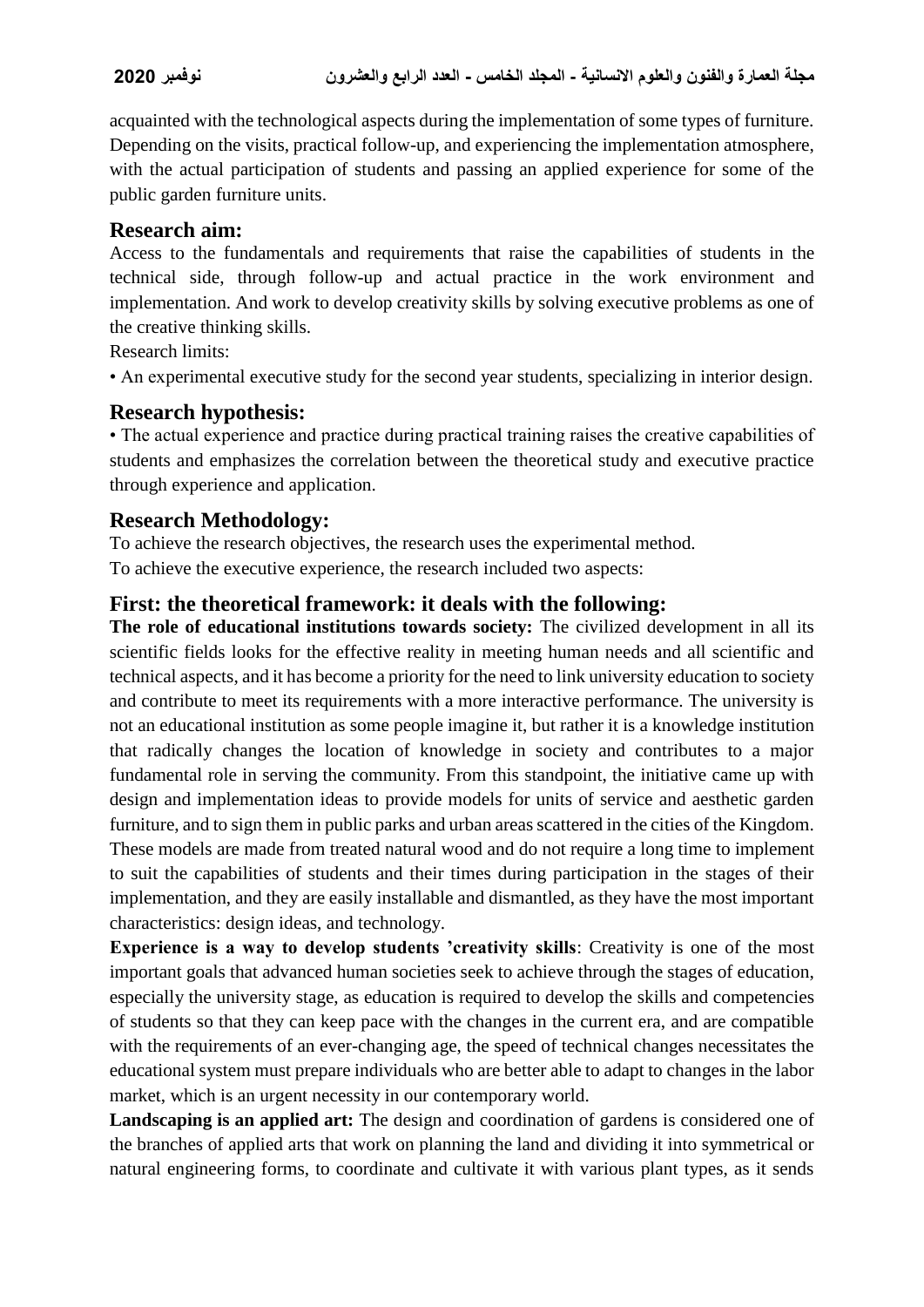acquainted with the technological aspects during the implementation of some types of furniture. Depending on the visits, practical follow-up, and experiencing the implementation atmosphere, with the actual participation of students and passing an applied experience for some of the public garden furniture units.

## Research aim:

Access to the fundamentals and requirements that raise the capabilities of students in the technical side, through follow-up and actual practice in the work environment and implementation. And work to develop creativity skills by solving executive problems as one of the creative thinking skills.

Research limits:

• An experimental executive study for the second year students, specializing in interior design.

## Research hypothesis:

• The actual experience and practice during practical training raises the creative capabilities of students and emphasizes the correlation between the theoretical study and executive practice through experience and application.

## Research Methodology:

To achieve the research objectives, the research uses the experimental method.

To achieve the executive experience, the research included two aspects:

## First: the theoretical framework: it deals with the following:

**The role of educational institutions towards society:** The civilized development in all its scientific fields looks for the effective reality in meeting human needs and all scientific and technical aspects, and it has become a priority for the need to link university education to society and contribute to meet its requirements with a more interactive performance. The university is not an educational institution as some people imagine it, but rather it is a knowledge institution that radically changes the location of knowledge in society and contributes to a major fundamental role in serving the community. From this standpoint, the initiative came up with design and implementation ideas to provide models for units of service and aesthetic garden furniture, and to sign them in public parks and urban areas scattered in the cities of the Kingdom. These models are made from treated natural wood and do not require a long time to implement to suit the capabilities of students and their times during participation in the stages of their implementation, and they are easily installable and dismantled, as they have the most important characteristics: design ideas, and technology.

**Experience is a way to develop students 'creativity skills**: Creativity is one of the most important goals that advanced human societies seek to achieve through the stages of education, especially the university stage, as education is required to develop the skills and competencies of students so that they can keep pace with the changes in the current era, and are compatible with the requirements of an ever-changing age, the speed of technical changes necessitates the educational system must prepare individuals who are better able to adapt to changes in the labor market, which is an urgent necessity in our contemporary world.

**Landscaping is an applied art:** The design and coordination of gardens is considered one of the branches of applied arts that work on planning the land and dividing it into symmetrical or natural engineering forms, to coordinate and cultivate it with various plant types, as it sends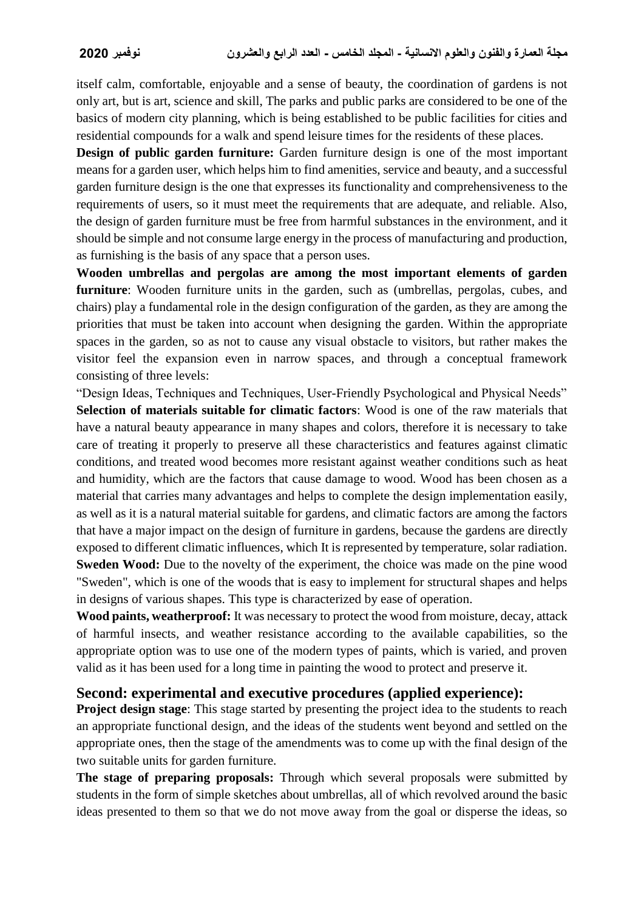itself calm, comfortable, enjoyable and a sense of beauty, the coordination of gardens is not only art, but is art, science and skill, The parks and public parks are considered to be one of the basics of modern city planning, which is being established to be public facilities for cities and residential compounds for a walk and spend leisure times for the residents of these places.

**Design of public garden furniture:** Garden furniture design is one of the most important means for a garden user, which helps him to find amenities, service and beauty, and a successful garden furniture design is the one that expresses its functionality and comprehensiveness to the requirements of users, so it must meet the requirements that are adequate, and reliable. Also, the design of garden furniture must be free from harmful substances in the environment, and it should be simple and not consume large energy in the process of manufacturing and production, as furnishing is the basis of any space that a person uses.

**Wooden umbrellas and pergolas are among the most important elements of garden furniture**: Wooden furniture units in the garden, such as (umbrellas, pergolas, cubes, and chairs) play a fundamental role in the design configuration of the garden, as they are among the priorities that must be taken into account when designing the garden. Within the appropriate spaces in the garden, so as not to cause any visual obstacle to visitors, but rather makes the visitor feel the expansion even in narrow spaces, and through a conceptual framework consisting of three levels:

"Design Ideas, Techniques and Techniques, User-Friendly Psychological and Physical Needs"

**Selection of materials suitable for climatic factors**: Wood is one of the raw materials that have a natural beauty appearance in many shapes and colors, therefore it is necessary to take care of treating it properly to preserve all these characteristics and features against climatic conditions, and treated wood becomes more resistant against weather conditions such as heat and humidity, which are the factors that cause damage to wood. Wood has been chosen as a material that carries many advantages and helps to complete the design implementation easily, as well as it is a natural material suitable for gardens, and climatic factors are among the factors that have a major impact on the design of furniture in gardens, because the gardens are directly exposed to different climatic influences, which It is represented by temperature, solar radiation.

**Sweden Wood:** Due to the novelty of the experiment, the choice was made on the pine wood "Sweden", which is one of the woods that is easy to implement for structural shapes and helps in designs of various shapes. This type is characterized by ease of operation.

**Wood paints, weatherproof:** It was necessary to protect the wood from moisture, decay, attack of harmful insects, and weather resistance according to the available capabilities, so the appropriate option was to use one of the modern types of paints, which is varied, and proven valid as it has been used for a long time in painting the wood to protect and preserve it.

## Second: experimental and executive procedures (applied experience):

**Project design stage**: This stage started by presenting the project idea to the students to reach an appropriate functional design, and the ideas of the students went beyond and settled on the appropriate ones, then the stage of the amendments was to come up with the final design of the two suitable units for garden furniture.

**The stage of preparing proposals:** Through which several proposals were submitted by students in the form of simple sketches about umbrellas, all of which revolved around the basic ideas presented to them so that we do not move away from the goal or disperse the ideas, so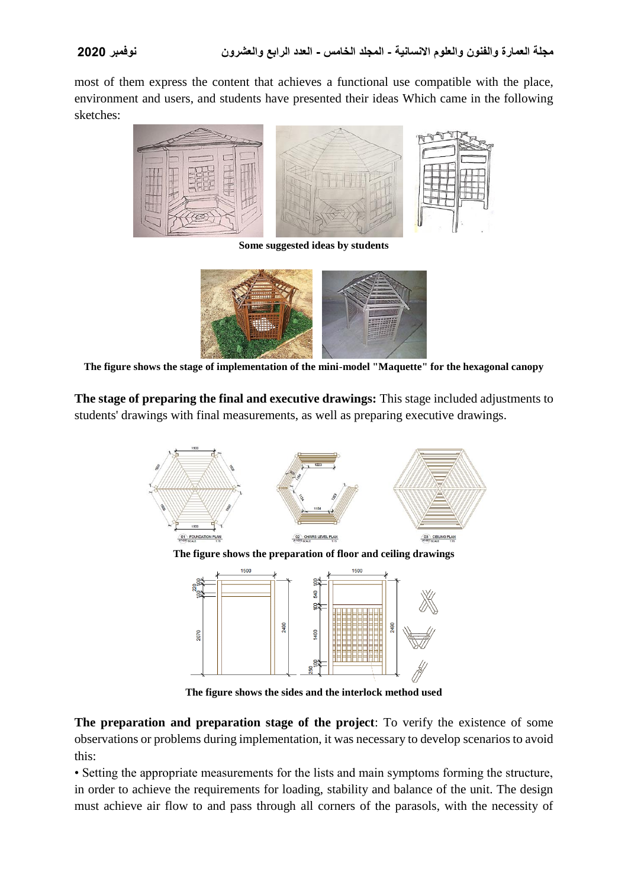most of them express the content that achieves a functional use compatible with the place, environment and users, and students have presented their ideas Which came in the following sketches:

**Some suggested ideas by students**

**The figure shows the stage of implementation of the mini-model "Maquette" for the hexagonal canopy**

**The stage of preparing the final and executive drawings:** This stage included adjustments to students' drawings with final measurements, as well as preparing executive drawings.

**The figure shows the preparation of floor and ceiling drawings**

**The figure shows the sides and the interlock method used**

**The preparation and preparation stage of the project**: To verify the existence of some observations or problems during implementation, it was necessary to develop scenarios to avoid this:

• Setting the appropriate measurements for the lists and main symptoms forming the structure, in order to achieve the requirements for loading, stability and balance of the unit. The design must achieve air flow to and pass through all corners of the parasols, with the necessity of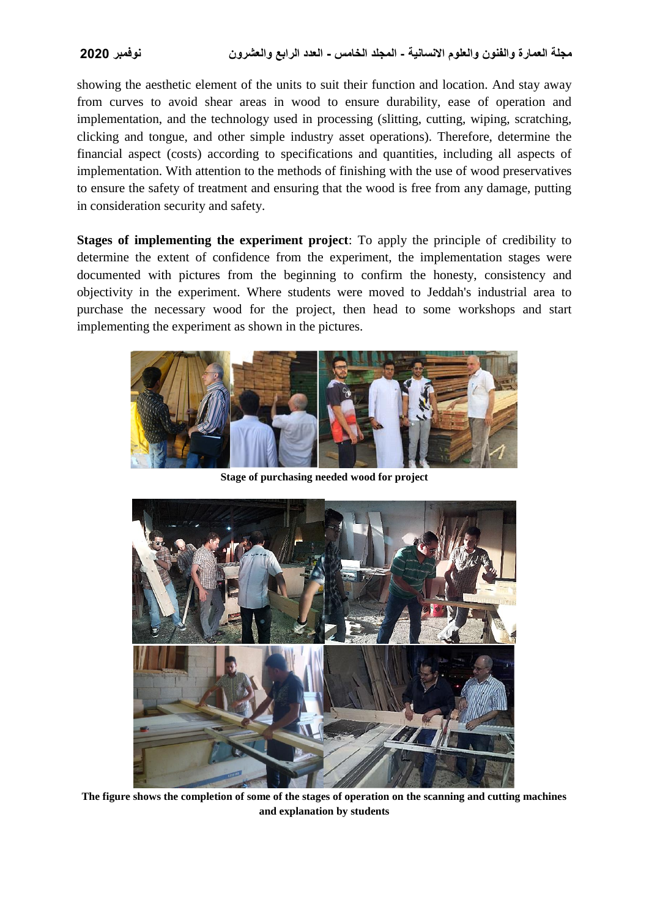showing the aesthetic element of the units to suit their function and location. And stay away from curves to avoid shear areas in wood to ensure durability, ease of operation and implementation, and the technology used in processing (slitting, cutting, wiping, scratching, clicking and tongue, and other simple industry asset operations). Therefore, determine the financial aspect (costs) according to specifications and quantities, including all aspects of implementation. With attention to the methods of finishing with the use of wood preservatives to ensure the safety of treatment and ensuring that the wood is free from any damage, putting in consideration security and safety.

**Stages of implementing the experiment project**: To apply the principle of credibility to determine the extent of confidence from the experiment, the implementation stages were documented with pictures from the beginning to confirm the honesty, consistency and objectivity in the experiment. Where students were moved to Jeddah's industrial area to purchase the necessary wood for the project, then head to some workshops and start implementing the experiment as shown in the pictures.

**Stage of purchasing needed wood for project**

**The figure shows the completion of some of the stages of operation on the scanning and cutting machines and explanation by students**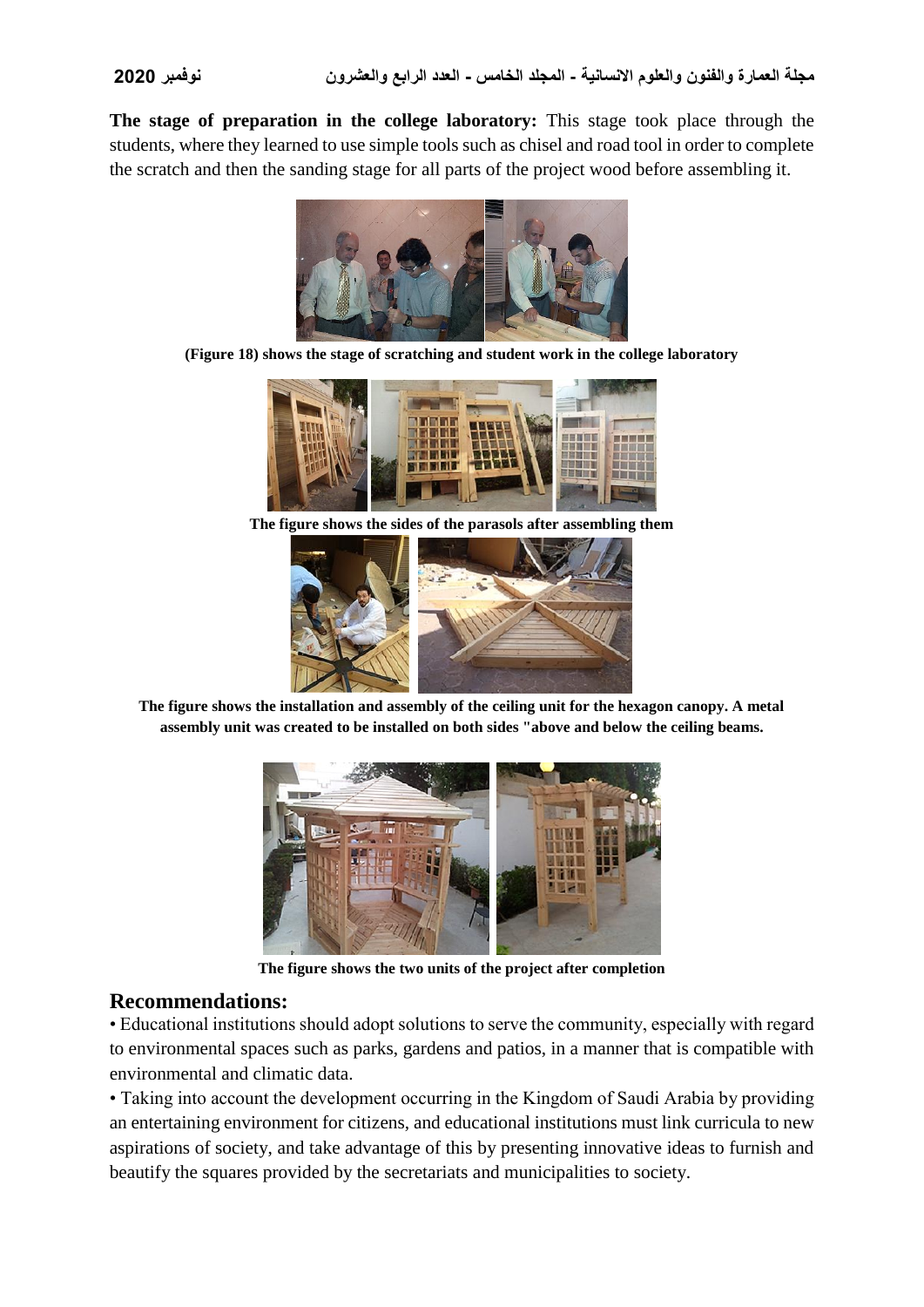**The stage of preparation in the college laboratory:** This stage took place through the students, where they learned to use simple tools such as chisel and road tool in order to complete the scratch and then the sanding stage for all parts of the project wood before assembling it.

**(Figure 18) shows the stage of scratching and student work in the college laboratory**

**The figure shows the sides of the parasols after assembling them**

**The figure shows the installation and assembly of the ceiling unit for the hexagon canopy. A metal assembly unit was created to be installed on both sides "above and below the ceiling beams.**

**The figure shows the two units of the project after completion**

## Recommendations:

• Educational institutions should adopt solutions to serve the community, especially with regard to environmental spaces such as parks, gardens and patios, in a manner that is compatible with environmental and climatic data.

• Taking into account the development occurring in the Kingdom of Saudi Arabia by providing an entertaining environment for citizens, and educational institutions must link curricula to new aspirations of society, and take advantage of this by presenting innovative ideas to furnish and beautify the squares provided by the secretariats and municipalities to society.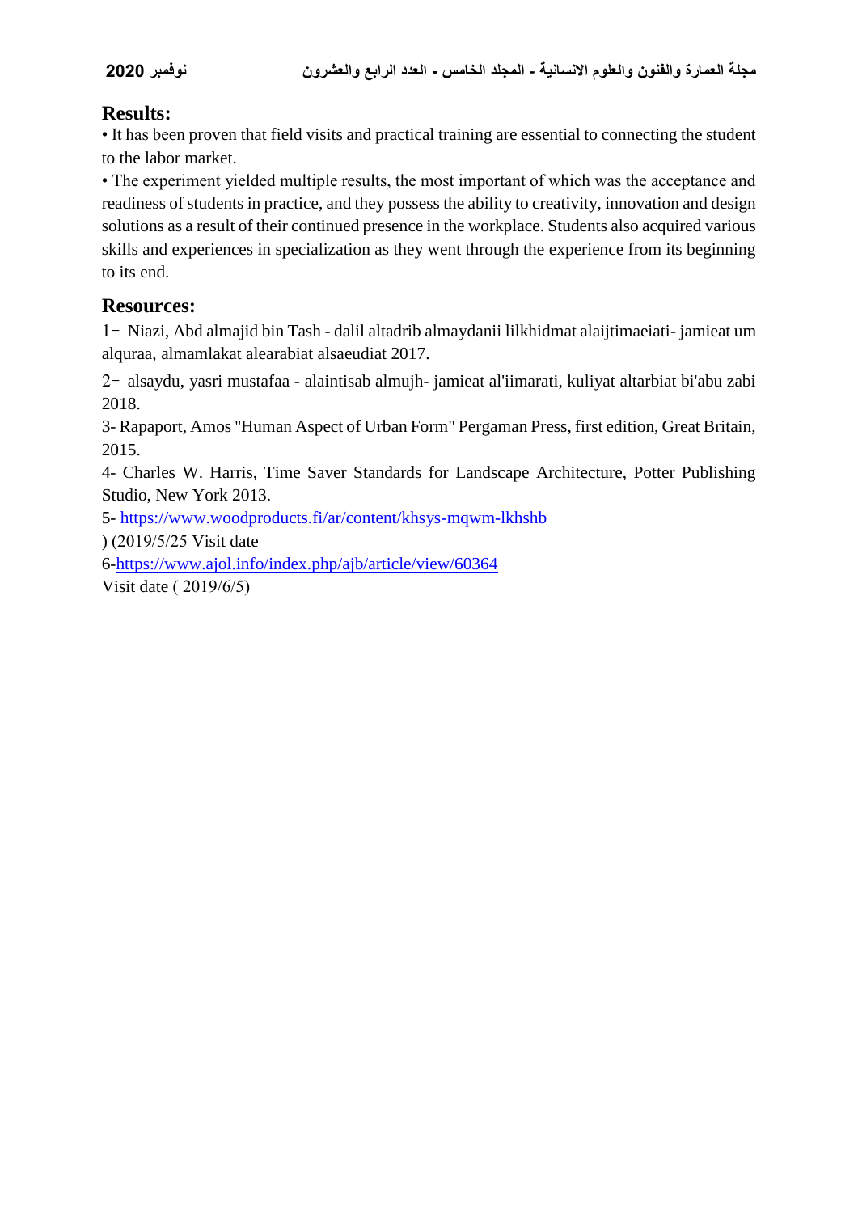## Results:

• It has been proven that field visits and practical training are essential to connecting the student to the labor market.

• The experiment yielded multiple results, the most important of which was the acceptance and readiness of students in practice, and they possess the ability to creativity, innovation and design solutions as a result of their continued presence in the workplace. Students also acquired various skills and experiences in specialization as they went through the experience from its beginning to its end.

## Resources:

1− Niazi, Abd almajid bin Tash - dalil altadrib almaydanii lilkhidmat alaijtimaeiati- jamieat um alquraa, almamlakat alearabiat alsaeudiat 2017.

2− alsaydu, yasri mustafaa - alaintisab almujh- jamieat al'iimarati, kuliyat altarbiat bi'abu zabi 2018.

3- Rapaport, Amos "Human Aspect of Urban Form" Pergaman Press, first edition, Great Britain, 2015.

4- Charles W. Harris, Time Saver Standards for Landscape Architecture, Potter Publishing Studio, New York 2013.

5- https://www.woodproducts.fi/ar/content/khsys-mqwm-lkhshb

) (2019/5/25 Visit date

6-https://www.ajol.info/index.php/ajb/article/view/60364

Visit date ( 2019/6/5)